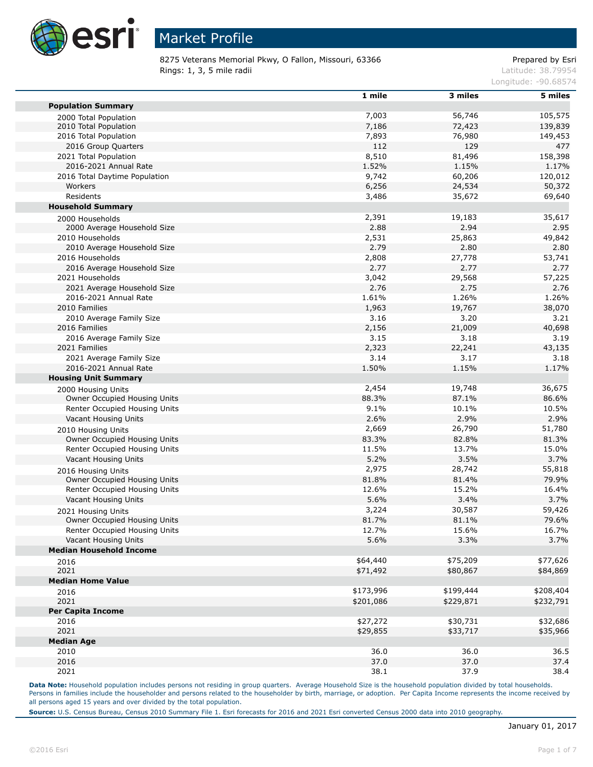# Market Profile

8275 Veterans Memorial Pkwy, O Fallon, Missouri, 63366
Rings: 1, 3, 5 mile radii

Prepared by Esri
Latitude: 38.79954
Longitude: -90.68574

| | 1 mile | 3 miles | 5 miles |
|---|---|---|---|
| **Population Summary** | | | |
| 2000 Total Population | 7,003 | 56,746 | 105,575 |
| 2010 Total Population | 7,186 | 72,423 | 139,839 |
| 2016 Total Population | 7,893 | 76,980 | 149,453 |
| 2016 Group Quarters | 112 | 129 | 477 |
| 2021 Total Population | 8,510 | 81,496 | 158,398 |
| 2016-2021 Annual Rate | 1.52% | 1.15% | 1.17% |
| 2016 Total Daytime Population | 9,742 | 60,206 | 120,012 |
| Workers | 6,256 | 24,534 | 50,372 |
| Residents | 3,486 | 35,672 | 69,640 |
| **Household Summary** | | | |
| 2000 Households | 2,391 | 19,183 | 35,617 |
| 2000 Average Household Size | 2.88 | 2.94 | 2.95 |
| 2010 Households | 2,531 | 25,863 | 49,842 |
| 2010 Average Household Size | 2.79 | 2.80 | 2.80 |
| 2016 Households | 2,808 | 27,778 | 53,741 |
| 2016 Average Household Size | 2.77 | 2.77 | 2.77 |
| 2021 Households | 3,042 | 29,568 | 57,225 |
| 2021 Average Household Size | 2.76 | 2.75 | 2.76 |
| 2016-2021 Annual Rate | 1.61% | 1.26% | 1.26% |
| 2010 Families | 1,963 | 19,767 | 38,070 |
| 2010 Average Family Size | 3.16 | 3.20 | 3.21 |
| 2016 Families | 2,156 | 21,009 | 40,698 |
| 2016 Average Family Size | 3.15 | 3.18 | 3.19 |
| 2021 Families | 2,323 | 22,241 | 43,135 |
| 2021 Average Family Size | 3.14 | 3.17 | 3.18 |
| 2016-2021 Annual Rate | 1.50% | 1.15% | 1.17% |
| **Housing Unit Summary** | | | |
| 2000 Housing Units | 2,454 | 19,748 | 36,675 |
| Owner Occupied Housing Units | 88.3% | 87.1% | 86.6% |
| Renter Occupied Housing Units | 9.1% | 10.1% | 10.5% |
| Vacant Housing Units | 2.6% | 2.9% | 2.9% |
| 2010 Housing Units | 2,669 | 26,790 | 51,780 |
| Owner Occupied Housing Units | 83.3% | 82.8% | 81.3% |
| Renter Occupied Housing Units | 11.5% | 13.7% | 15.0% |
| Vacant Housing Units | 5.2% | 3.5% | 3.7% |
| 2016 Housing Units | 2,975 | 28,742 | 55,818 |
| Owner Occupied Housing Units | 81.8% | 81.4% | 79.9% |
| Renter Occupied Housing Units | 12.6% | 15.2% | 16.4% |
| Vacant Housing Units | 5.6% | 3.4% | 3.7% |
| 2021 Housing Units | 3,224 | 30,587 | 59,426 |
| Owner Occupied Housing Units | 81.7% | 81.1% | 79.6% |
| Renter Occupied Housing Units | 12.7% | 15.6% | 16.7% |
| Vacant Housing Units | 5.6% | 3.3% | 3.7% |
| **Median Household Income** | | | |
| 2016 | $64,440 | $75,209 | $77,626 |
| 2021 | $71,492 | $80,867 | $84,869 |
| **Median Home Value** | | | |
| 2016 | $173,996 | $199,444 | $208,404 |
| 2021 | $201,086 | $229,871 | $232,791 |
| **Per Capita Income** | | | |
| 2016 | $27,272 | $30,731 | $32,686 |
| 2021 | $29,855 | $33,717 | $35,966 |
| **Median Age** | | | |
| 2010 | 36.0 | 36.0 | 36.5 |
| 2016 | 37.0 | 37.0 | 37.4 |
| 2021 | 38.1 | 37.9 | 38.4 |

**Data Note:** Household population includes persons not residing in group quarters. Average Household Size is the household population divided by total households. Persons in families include the householder and persons related to the householder by birth, marriage, or adoption. Per Capita Income represents the income received by all persons aged 15 years and over divided by the total population.

**Source:** U.S. Census Bureau, Census 2010 Summary File 1. Esri forecasts for 2016 and 2021 Esri converted Census 2000 data into 2010 geography.

January 01, 2017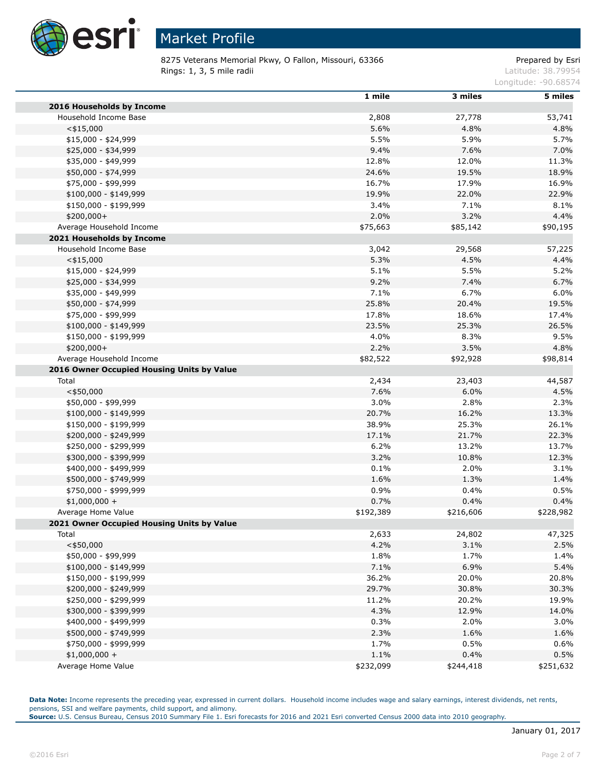# Market Profile

8275 Veterans Memorial Pkwy, O Fallon, Missouri, 63366
Rings: 1, 3, 5 mile radii

Prepared by Esri
Latitude: 38.79954
Longitude: -90.68574

| | 1 mile | 3 miles | 5 miles |
|---|---|---|---|
| **2016 Households by Income** | | | |
| Household Income Base | 2,808 | 27,778 | 53,741 |
| <$15,000 | 5.6% | 4.8% | 4.8% |
| $15,000 - $24,999 | 5.5% | 5.9% | 5.7% |
| $25,000 - $34,999 | 9.4% | 7.6% | 7.0% |
| $35,000 - $49,999 | 12.8% | 12.0% | 11.3% |
| $50,000 - $74,999 | 24.6% | 19.5% | 18.9% |
| $75,000 - $99,999 | 16.7% | 17.9% | 16.9% |
| $100,000 - $149,999 | 19.9% | 22.0% | 22.9% |
| $150,000 - $199,999 | 3.4% | 7.1% | 8.1% |
| $200,000+ | 2.0% | 3.2% | 4.4% |
| Average Household Income | $75,663 | $85,142 | $90,195 |
| **2021 Households by Income** | | | |
| Household Income Base | 3,042 | 29,568 | 57,225 |
| <$15,000 | 5.3% | 4.5% | 4.4% |
| $15,000 - $24,999 | 5.1% | 5.5% | 5.2% |
| $25,000 - $34,999 | 9.2% | 7.4% | 6.7% |
| $35,000 - $49,999 | 7.1% | 6.7% | 6.0% |
| $50,000 - $74,999 | 25.8% | 20.4% | 19.5% |
| $75,000 - $99,999 | 17.8% | 18.6% | 17.4% |
| $100,000 - $149,999 | 23.5% | 25.3% | 26.5% |
| $150,000 - $199,999 | 4.0% | 8.3% | 9.5% |
| $200,000+ | 2.2% | 3.5% | 4.8% |
| Average Household Income | $82,522 | $92,928 | $98,814 |
| **2016 Owner Occupied Housing Units by Value** | | | |
| Total | 2,434 | 23,403 | 44,587 |
| <$50,000 | 7.6% | 6.0% | 4.5% |
| $50,000 - $99,999 | 3.0% | 2.8% | 2.3% |
| $100,000 - $149,999 | 20.7% | 16.2% | 13.3% |
| $150,000 - $199,999 | 38.9% | 25.3% | 26.1% |
| $200,000 - $249,999 | 17.1% | 21.7% | 22.3% |
| $250,000 - $299,999 | 6.2% | 13.2% | 13.7% |
| $300,000 - $399,999 | 3.2% | 10.8% | 12.3% |
| $400,000 - $499,999 | 0.1% | 2.0% | 3.1% |
| $500,000 - $749,999 | 1.6% | 1.3% | 1.4% |
| $750,000 - $999,999 | 0.9% | 0.4% | 0.5% |
| $1,000,000 + | 0.7% | 0.4% | 0.4% |
| Average Home Value | $192,389 | $216,606 | $228,982 |
| **2021 Owner Occupied Housing Units by Value** | | | |
| Total | 2,633 | 24,802 | 47,325 |
| <$50,000 | 4.2% | 3.1% | 2.5% |
| $50,000 - $99,999 | 1.8% | 1.7% | 1.4% |
| $100,000 - $149,999 | 7.1% | 6.9% | 5.4% |
| $150,000 - $199,999 | 36.2% | 20.0% | 20.8% |
| $200,000 - $249,999 | 29.7% | 30.8% | 30.3% |
| $250,000 - $299,999 | 11.2% | 20.2% | 19.9% |
| $300,000 - $399,999 | 4.3% | 12.9% | 14.0% |
| $400,000 - $499,999 | 0.3% | 2.0% | 3.0% |
| $500,000 - $749,999 | 2.3% | 1.6% | 1.6% |
| $750,000 - $999,999 | 1.7% | 0.5% | 0.6% |
| $1,000,000 + | 1.1% | 0.4% | 0.5% |
| Average Home Value | $232,099 | $244,418 | $251,632 |

**Data Note:** Income represents the preceding year, expressed in current dollars. Household income includes wage and salary earnings, interest dividends, net rents, pensions, SSI and welfare payments, child support, and alimony.
**Source:** U.S. Census Bureau, Census 2010 Summary File 1. Esri forecasts for 2016 and 2021 Esri converted Census 2000 data into 2010 geography.

January 01, 2017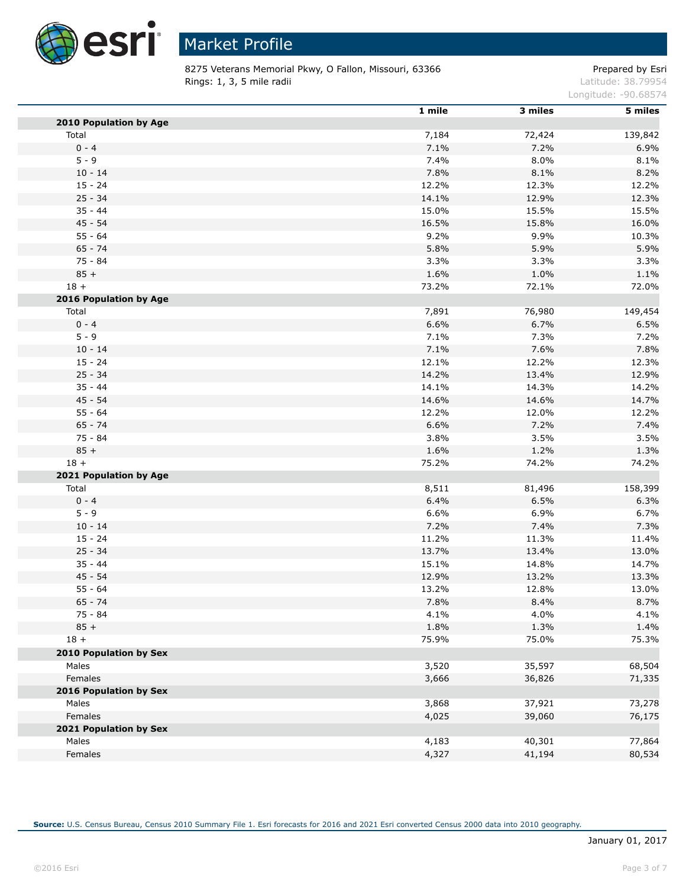# Market Profile

8275 Veterans Memorial Pkwy, O Fallon, Missouri, 63366
Rings: 1, 3, 5 mile radii

Prepared by Esri
Latitude: 38.79954
Longitude: -90.68574

| | 1 mile | 3 miles | 5 miles |
|---|---|---|---|
| **2010 Population by Age** | | | |
| Total | 7,184 | 72,424 | 139,842 |
| 0 - 4 | 7.1% | 7.2% | 6.9% |
| 5 - 9 | 7.4% | 8.0% | 8.1% |
| 10 - 14 | 7.8% | 8.1% | 8.2% |
| 15 - 24 | 12.2% | 12.3% | 12.2% |
| 25 - 34 | 14.1% | 12.9% | 12.3% |
| 35 - 44 | 15.0% | 15.5% | 15.5% |
| 45 - 54 | 16.5% | 15.8% | 16.0% |
| 55 - 64 | 9.2% | 9.9% | 10.3% |
| 65 - 74 | 5.8% | 5.9% | 5.9% |
| 75 - 84 | 3.3% | 3.3% | 3.3% |
| 85 + | 1.6% | 1.0% | 1.1% |
| 18 + | 73.2% | 72.1% | 72.0% |
| **2016 Population by Age** | | | |
| Total | 7,891 | 76,980 | 149,454 |
| 0 - 4 | 6.6% | 6.7% | 6.5% |
| 5 - 9 | 7.1% | 7.3% | 7.2% |
| 10 - 14 | 7.1% | 7.6% | 7.8% |
| 15 - 24 | 12.1% | 12.2% | 12.3% |
| 25 - 34 | 14.2% | 13.4% | 12.9% |
| 35 - 44 | 14.1% | 14.3% | 14.2% |
| 45 - 54 | 14.6% | 14.6% | 14.7% |
| 55 - 64 | 12.2% | 12.0% | 12.2% |
| 65 - 74 | 6.6% | 7.2% | 7.4% |
| 75 - 84 | 3.8% | 3.5% | 3.5% |
| 85 + | 1.6% | 1.2% | 1.3% |
| 18 + | 75.2% | 74.2% | 74.2% |
| **2021 Population by Age** | | | |
| Total | 8,511 | 81,496 | 158,399 |
| 0 - 4 | 6.4% | 6.5% | 6.3% |
| 5 - 9 | 6.6% | 6.9% | 6.7% |
| 10 - 14 | 7.2% | 7.4% | 7.3% |
| 15 - 24 | 11.2% | 11.3% | 11.4% |
| 25 - 34 | 13.7% | 13.4% | 13.0% |
| 35 - 44 | 15.1% | 14.8% | 14.7% |
| 45 - 54 | 12.9% | 13.2% | 13.3% |
| 55 - 64 | 13.2% | 12.8% | 13.0% |
| 65 - 74 | 7.8% | 8.4% | 8.7% |
| 75 - 84 | 4.1% | 4.0% | 4.1% |
| 85 + | 1.8% | 1.3% | 1.4% |
| 18 + | 75.9% | 75.0% | 75.3% |
| **2010 Population by Sex** | | | |
| Males | 3,520 | 35,597 | 68,504 |
| Females | 3,666 | 36,826 | 71,335 |
| **2016 Population by Sex** | | | |
| Males | 3,868 | 37,921 | 73,278 |
| Females | 4,025 | 39,060 | 76,175 |
| **2021 Population by Sex** | | | |
| Males | 4,183 | 40,301 | 77,864 |
| Females | 4,327 | 41,194 | 80,534 |

**Source:** U.S. Census Bureau, Census 2010 Summary File 1. Esri forecasts for 2016 and 2021 Esri converted Census 2000 data into 2010 geography.

January 01, 2017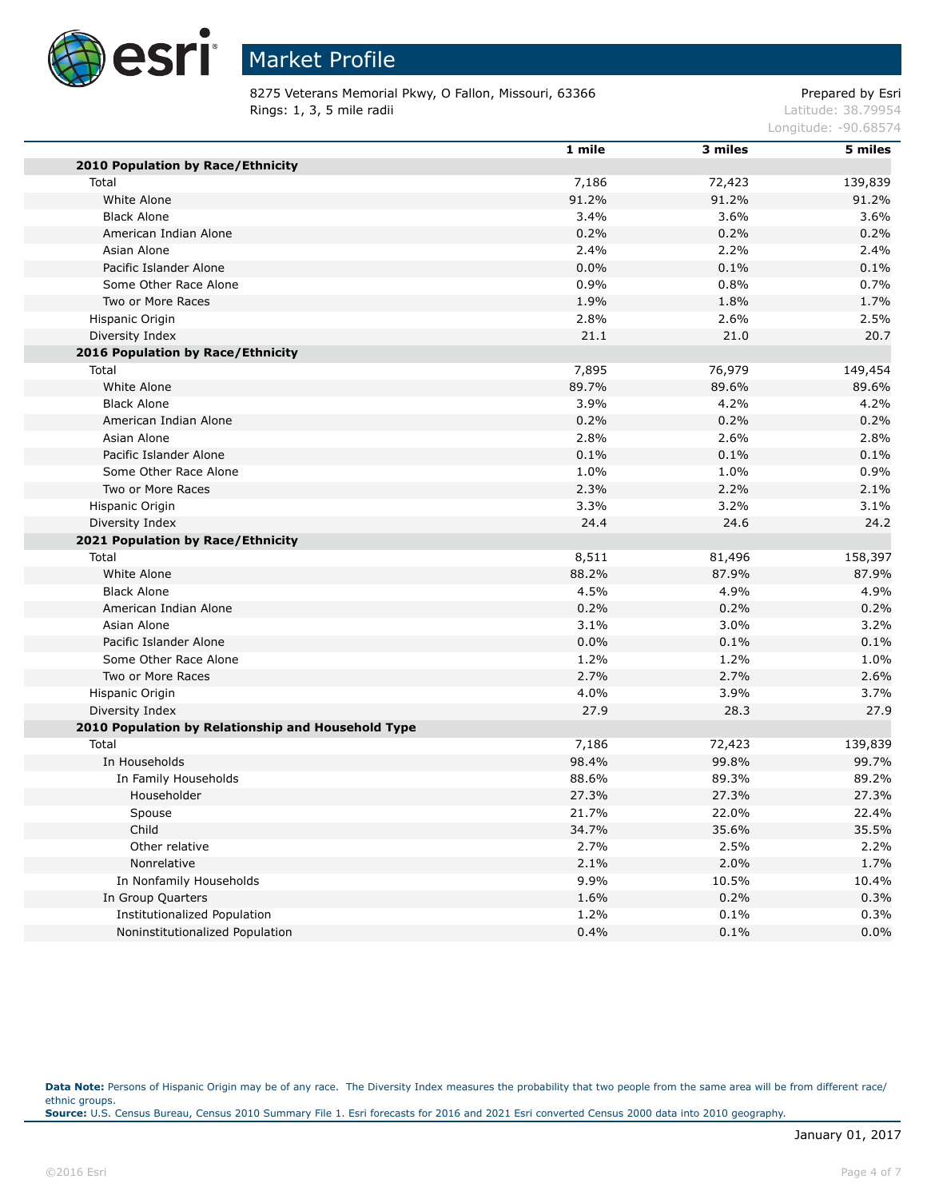# Market Profile

8275 Veterans Memorial Pkwy, O Fallon, Missouri, 63366
Rings: 1, 3, 5 mile radii

Prepared by Esri
Latitude: 38.79954
Longitude: -90.68574

| | 1 mile | 3 miles | 5 miles |
|---|---|---|---|
| **2010 Population by Race/Ethnicity** | | | |
| Total | 7,186 | 72,423 | 139,839 |
| White Alone | 91.2% | 91.2% | 91.2% |
| Black Alone | 3.4% | 3.6% | 3.6% |
| American Indian Alone | 0.2% | 0.2% | 0.2% |
| Asian Alone | 2.4% | 2.2% | 2.4% |
| Pacific Islander Alone | 0.0% | 0.1% | 0.1% |
| Some Other Race Alone | 0.9% | 0.8% | 0.7% |
| Two or More Races | 1.9% | 1.8% | 1.7% |
| Hispanic Origin | 2.8% | 2.6% | 2.5% |
| Diversity Index | 21.1 | 21.0 | 20.7 |
| **2016 Population by Race/Ethnicity** | | | |
| Total | 7,895 | 76,979 | 149,454 |
| White Alone | 89.7% | 89.6% | 89.6% |
| Black Alone | 3.9% | 4.2% | 4.2% |
| American Indian Alone | 0.2% | 0.2% | 0.2% |
| Asian Alone | 2.8% | 2.6% | 2.8% |
| Pacific Islander Alone | 0.1% | 0.1% | 0.1% |
| Some Other Race Alone | 1.0% | 1.0% | 0.9% |
| Two or More Races | 2.3% | 2.2% | 2.1% |
| Hispanic Origin | 3.3% | 3.2% | 3.1% |
| Diversity Index | 24.4 | 24.6 | 24.2 |
| **2021 Population by Race/Ethnicity** | | | |
| Total | 8,511 | 81,496 | 158,397 |
| White Alone | 88.2% | 87.9% | 87.9% |
| Black Alone | 4.5% | 4.9% | 4.9% |
| American Indian Alone | 0.2% | 0.2% | 0.2% |
| Asian Alone | 3.1% | 3.0% | 3.2% |
| Pacific Islander Alone | 0.0% | 0.1% | 0.1% |
| Some Other Race Alone | 1.2% | 1.2% | 1.0% |
| Two or More Races | 2.7% | 2.7% | 2.6% |
| Hispanic Origin | 4.0% | 3.9% | 3.7% |
| Diversity Index | 27.9 | 28.3 | 27.9 |
| **2010 Population by Relationship and Household Type** | | | |
| Total | 7,186 | 72,423 | 139,839 |
| In Households | 98.4% | 99.8% | 99.7% |
| In Family Households | 88.6% | 89.3% | 89.2% |
| Householder | 27.3% | 27.3% | 27.3% |
| Spouse | 21.7% | 22.0% | 22.4% |
| Child | 34.7% | 35.6% | 35.5% |
| Other relative | 2.7% | 2.5% | 2.2% |
| Nonrelative | 2.1% | 2.0% | 1.7% |
| In Nonfamily Households | 9.9% | 10.5% | 10.4% |
| In Group Quarters | 1.6% | 0.2% | 0.3% |
| Institutionalized Population | 1.2% | 0.1% | 0.3% |
| Noninstitutionalized Population | 0.4% | 0.1% | 0.0% |

**Data Note:** Persons of Hispanic Origin may be of any race. The Diversity Index measures the probability that two people from the same area will be from different race/ethnic groups.
**Source:** U.S. Census Bureau, Census 2010 Summary File 1. Esri forecasts for 2016 and 2021 Esri converted Census 2000 data into 2010 geography.

January 01, 2017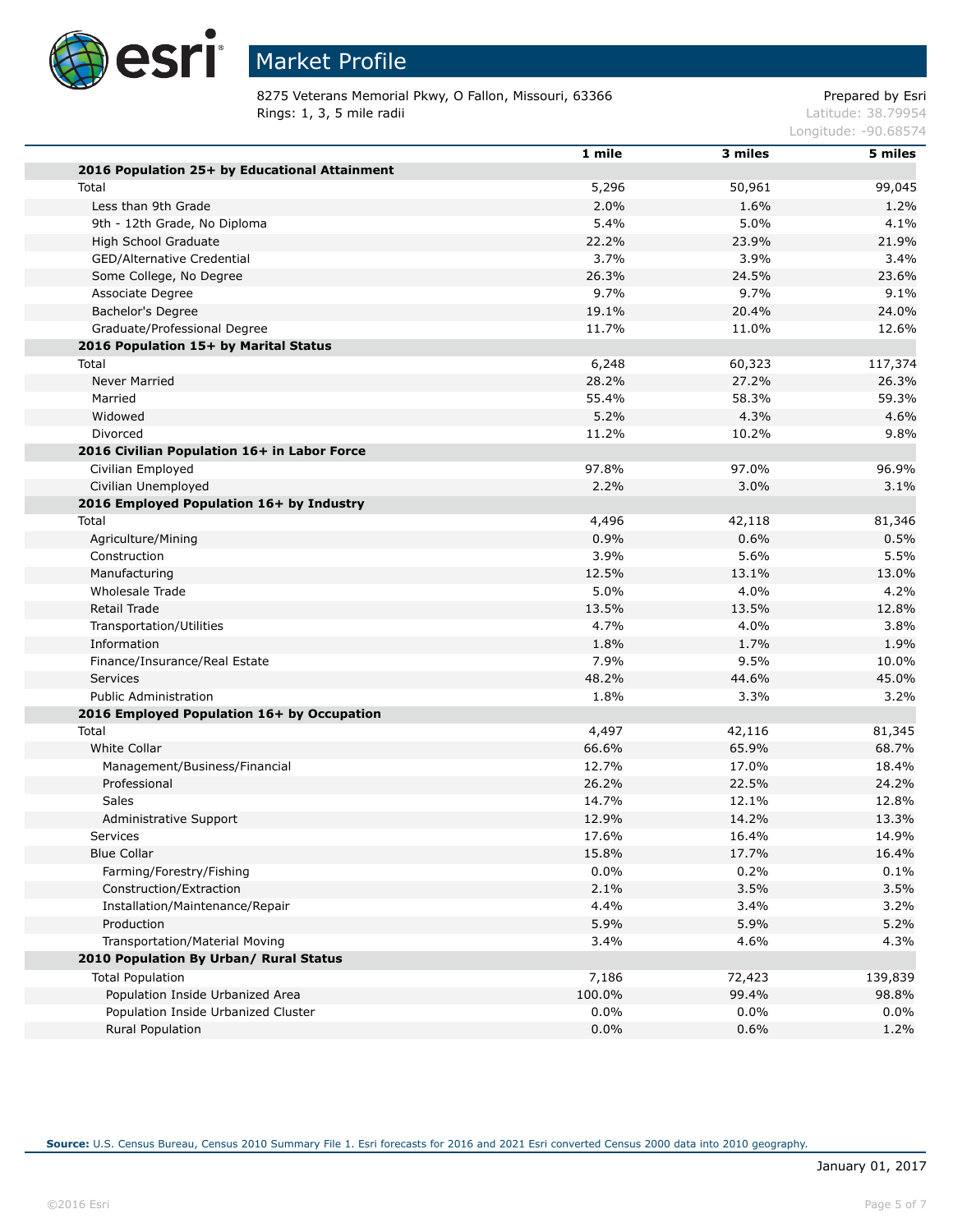# Market Profile

8275 Veterans Memorial Pkwy, O Fallon, Missouri, 63366
Rings: 1, 3, 5 mile radii

Prepared by Esri
Latitude: 38.79954
Longitude: -90.68574

| | 1 mile | 3 miles | 5 miles |
|---|---|---|---|
| **2016 Population 25+ by Educational Attainment** | | | |
| Total | 5,296 | 50,961 | 99,045 |
| Less than 9th Grade | 2.0% | 1.6% | 1.2% |
| 9th - 12th Grade, No Diploma | 5.4% | 5.0% | 4.1% |
| High School Graduate | 22.2% | 23.9% | 21.9% |
| GED/Alternative Credential | 3.7% | 3.9% | 3.4% |
| Some College, No Degree | 26.3% | 24.5% | 23.6% |
| Associate Degree | 9.7% | 9.7% | 9.1% |
| Bachelor's Degree | 19.1% | 20.4% | 24.0% |
| Graduate/Professional Degree | 11.7% | 11.0% | 12.6% |
| **2016 Population 15+ by Marital Status** | | | |
| Total | 6,248 | 60,323 | 117,374 |
| Never Married | 28.2% | 27.2% | 26.3% |
| Married | 55.4% | 58.3% | 59.3% |
| Widowed | 5.2% | 4.3% | 4.6% |
| Divorced | 11.2% | 10.2% | 9.8% |
| **2016 Civilian Population 16+ in Labor Force** | | | |
| Civilian Employed | 97.8% | 97.0% | 96.9% |
| Civilian Unemployed | 2.2% | 3.0% | 3.1% |
| **2016 Employed Population 16+ by Industry** | | | |
| Total | 4,496 | 42,118 | 81,346 |
| Agriculture/Mining | 0.9% | 0.6% | 0.5% |
| Construction | 3.9% | 5.6% | 5.5% |
| Manufacturing | 12.5% | 13.1% | 13.0% |
| Wholesale Trade | 5.0% | 4.0% | 4.2% |
| Retail Trade | 13.5% | 13.5% | 12.8% |
| Transportation/Utilities | 4.7% | 4.0% | 3.8% |
| Information | 1.8% | 1.7% | 1.9% |
| Finance/Insurance/Real Estate | 7.9% | 9.5% | 10.0% |
| Services | 48.2% | 44.6% | 45.0% |
| Public Administration | 1.8% | 3.3% | 3.2% |
| **2016 Employed Population 16+ by Occupation** | | | |
| Total | 4,497 | 42,116 | 81,345 |
| White Collar | 66.6% | 65.9% | 68.7% |
| Management/Business/Financial | 12.7% | 17.0% | 18.4% |
| Professional | 26.2% | 22.5% | 24.2% |
| Sales | 14.7% | 12.1% | 12.8% |
| Administrative Support | 12.9% | 14.2% | 13.3% |
| Services | 17.6% | 16.4% | 14.9% |
| Blue Collar | 15.8% | 17.7% | 16.4% |
| Farming/Forestry/Fishing | 0.0% | 0.2% | 0.1% |
| Construction/Extraction | 2.1% | 3.5% | 3.5% |
| Installation/Maintenance/Repair | 4.4% | 3.4% | 3.2% |
| Production | 5.9% | 5.9% | 5.2% |
| Transportation/Material Moving | 3.4% | 4.6% | 4.3% |
| **2010 Population By Urban/ Rural Status** | | | |
| Total Population | 7,186 | 72,423 | 139,839 |
| Population Inside Urbanized Area | 100.0% | 99.4% | 98.8% |
| Population Inside Urbanized Cluster | 0.0% | 0.0% | 0.0% |
| Rural Population | 0.0% | 0.6% | 1.2% |

**Source:** U.S. Census Bureau, Census 2010 Summary File 1. Esri forecasts for 2016 and 2021 Esri converted Census 2000 data into 2010 geography.

January 01, 2017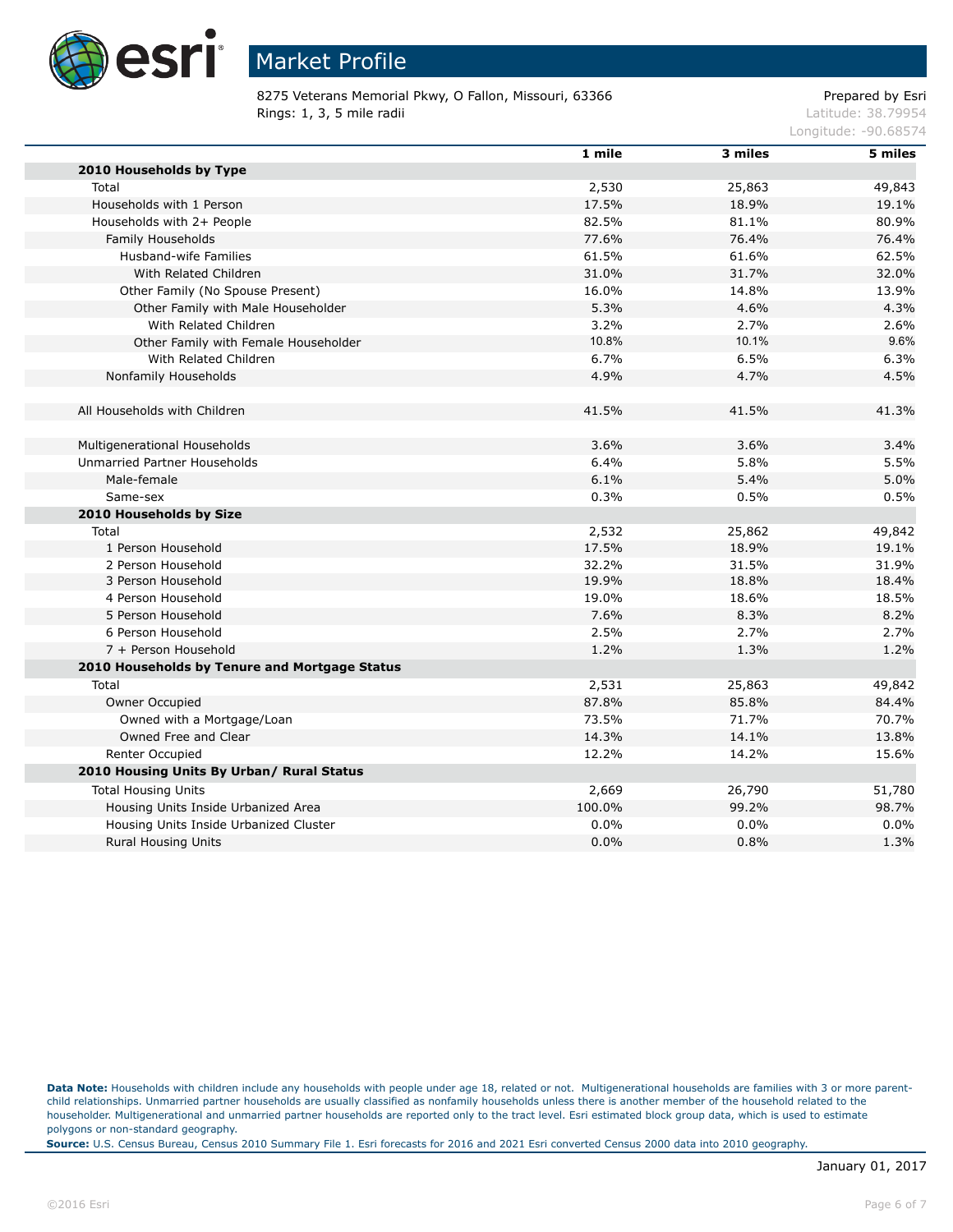# Market Profile

8275 Veterans Memorial Pkwy, O Fallon, Missouri, 63366
Rings: 1, 3, 5 mile radii

Prepared by Esri
Latitude: 38.79954
Longitude: -90.68574

| | 1 mile | 3 miles | 5 miles |
|---|---|---|---|
| **2010 Households by Type** | | | |
| Total | 2,530 | 25,863 | 49,843 |
| Households with 1 Person | 17.5% | 18.9% | 19.1% |
| Households with 2+ People | 82.5% | 81.1% | 80.9% |
| Family Households | 77.6% | 76.4% | 76.4% |
| Husband-wife Families | 61.5% | 61.6% | 62.5% |
| With Related Children | 31.0% | 31.7% | 32.0% |
| Other Family (No Spouse Present) | 16.0% | 14.8% | 13.9% |
| Other Family with Male Householder | 5.3% | 4.6% | 4.3% |
| With Related Children | 3.2% | 2.7% | 2.6% |
| Other Family with Female Householder | 10.8% | 10.1% | 9.6% |
| With Related Children | 6.7% | 6.5% | 6.3% |
| Nonfamily Households | 4.9% | 4.7% | 4.5% |
| | | | |
| All Households with Children | 41.5% | 41.5% | 41.3% |
| | | | |
| Multigenerational Households | 3.6% | 3.6% | 3.4% |
| Unmarried Partner Households | 6.4% | 5.8% | 5.5% |
| Male-female | 6.1% | 5.4% | 5.0% |
| Same-sex | 0.3% | 0.5% | 0.5% |
| **2010 Households by Size** | | | |
| Total | 2,532 | 25,862 | 49,842 |
| 1 Person Household | 17.5% | 18.9% | 19.1% |
| 2 Person Household | 32.2% | 31.5% | 31.9% |
| 3 Person Household | 19.9% | 18.8% | 18.4% |
| 4 Person Household | 19.0% | 18.6% | 18.5% |
| 5 Person Household | 7.6% | 8.3% | 8.2% |
| 6 Person Household | 2.5% | 2.7% | 2.7% |
| 7 + Person Household | 1.2% | 1.3% | 1.2% |
| **2010 Households by Tenure and Mortgage Status** | | | |
| Total | 2,531 | 25,863 | 49,842 |
| Owner Occupied | 87.8% | 85.8% | 84.4% |
| Owned with a Mortgage/Loan | 73.5% | 71.7% | 70.7% |
| Owned Free and Clear | 14.3% | 14.1% | 13.8% |
| Renter Occupied | 12.2% | 14.2% | 15.6% |
| **2010 Housing Units By Urban/ Rural Status** | | | |
| Total Housing Units | 2,669 | 26,790 | 51,780 |
| Housing Units Inside Urbanized Area | 100.0% | 99.2% | 98.7% |
| Housing Units Inside Urbanized Cluster | 0.0% | 0.0% | 0.0% |
| Rural Housing Units | 0.0% | 0.8% | 1.3% |

**Data Note:** Households with children include any households with people under age 18, related or not. Multigenerational households are families with 3 or more parent-child relationships. Unmarried partner households are usually classified as nonfamily households unless there is another member of the household related to the householder. Multigenerational and unmarried partner households are reported only to the tract level. Esri estimated block group data, which is used to estimate polygons or non-standard geography.

**Source:** U.S. Census Bureau, Census 2010 Summary File 1. Esri forecasts for 2016 and 2021 Esri converted Census 2000 data into 2010 geography.

January 01, 2017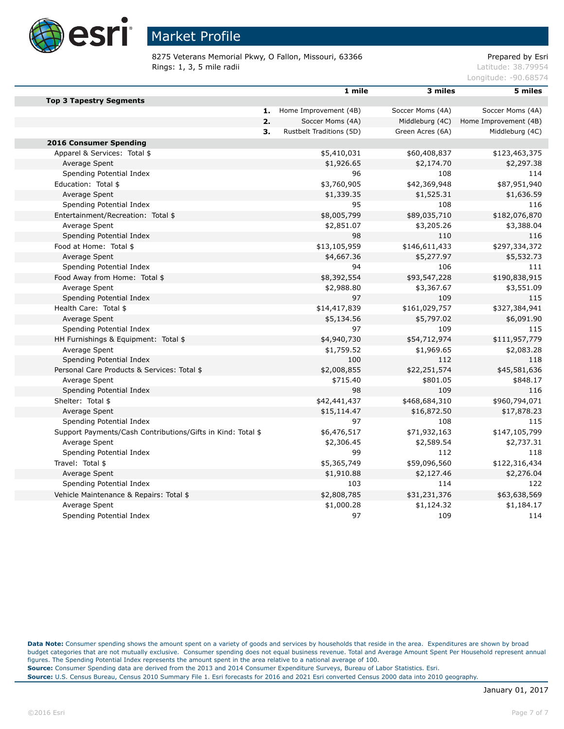# Market Profile

8275 Veterans Memorial Pkwy, O Fallon, Missouri, 63366
Rings: 1, 3, 5 mile radii

Prepared by Esri
Latitude: 38.79954
Longitude: -90.68574

| | 1 mile | 3 miles | 5 miles |
|---|---|---|---|
| **Top 3 Tapestry Segments** | | | |
| 1. | Home Improvement (4B) | Soccer Moms (4A) | Soccer Moms (4A) |
| 2. | Soccer Moms (4A) | Middleburg (4C) | Home Improvement (4B) |
| 3. | Rustbelt Traditions (5D) | Green Acres (6A) | Middleburg (4C) |
| **2016 Consumer Spending** | | | |
| Apparel & Services: Total $ | $5,410,031 | $60,408,837 | $123,463,375 |
| Average Spent | $1,926.65 | $2,174.70 | $2,297.38 |
| Spending Potential Index | 96 | 108 | 114 |
| Education: Total $ | $3,760,905 | $42,369,948 | $87,951,940 |
| Average Spent | $1,339.35 | $1,525.31 | $1,636.59 |
| Spending Potential Index | 95 | 108 | 116 |
| Entertainment/Recreation: Total $ | $8,005,799 | $89,035,710 | $182,076,870 |
| Average Spent | $2,851.07 | $3,205.26 | $3,388.04 |
| Spending Potential Index | 98 | 110 | 116 |
| Food at Home: Total $ | $13,105,959 | $146,611,433 | $297,334,372 |
| Average Spent | $4,667.36 | $5,277.97 | $5,532.73 |
| Spending Potential Index | 94 | 106 | 111 |
| Food Away from Home: Total $ | $8,392,554 | $93,547,228 | $190,838,915 |
| Average Spent | $2,988.80 | $3,367.67 | $3,551.09 |
| Spending Potential Index | 97 | 109 | 115 |
| Health Care: Total $ | $14,417,839 | $161,029,757 | $327,384,941 |
| Average Spent | $5,134.56 | $5,797.02 | $6,091.90 |
| Spending Potential Index | 97 | 109 | 115 |
| HH Furnishings & Equipment: Total $ | $4,940,730 | $54,712,974 | $111,957,779 |
| Average Spent | $1,759.52 | $1,969.65 | $2,083.28 |
| Spending Potential Index | 100 | 112 | 118 |
| Personal Care Products & Services: Total $ | $2,008,855 | $22,251,574 | $45,581,636 |
| Average Spent | $715.40 | $801.05 | $848.17 |
| Spending Potential Index | 98 | 109 | 116 |
| Shelter: Total $ | $42,441,437 | $468,684,310 | $960,794,071 |
| Average Spent | $15,114.47 | $16,872.50 | $17,878.23 |
| Spending Potential Index | 97 | 108 | 115 |
| Support Payments/Cash Contributions/Gifts in Kind: Total $ | $6,476,517 | $71,932,163 | $147,105,799 |
| Average Spent | $2,306.45 | $2,589.54 | $2,737.31 |
| Spending Potential Index | 99 | 112 | 118 |
| Travel: Total $ | $5,365,749 | $59,096,560 | $122,316,434 |
| Average Spent | $1,910.88 | $2,127.46 | $2,276.04 |
| Spending Potential Index | 103 | 114 | 122 |
| Vehicle Maintenance & Repairs: Total $ | $2,808,785 | $31,231,376 | $63,638,569 |
| Average Spent | $1,000.28 | $1,124.32 | $1,184.17 |
| Spending Potential Index | 97 | 109 | 114 |

**Data Note:** Consumer spending shows the amount spent on a variety of goods and services by households that reside in the area. Expenditures are shown by broad budget categories that are not mutually exclusive. Consumer spending does not equal business revenue. Total and Average Amount Spent Per Household represent annual figures. The Spending Potential Index represents the amount spent in the area relative to a national average of 100.
**Source:** Consumer Spending data are derived from the 2013 and 2014 Consumer Expenditure Surveys, Bureau of Labor Statistics. Esri.
**Source:** U.S. Census Bureau, Census 2010 Summary File 1. Esri forecasts for 2016 and 2021 Esri converted Census 2000 data into 2010 geography.

January 01, 2017